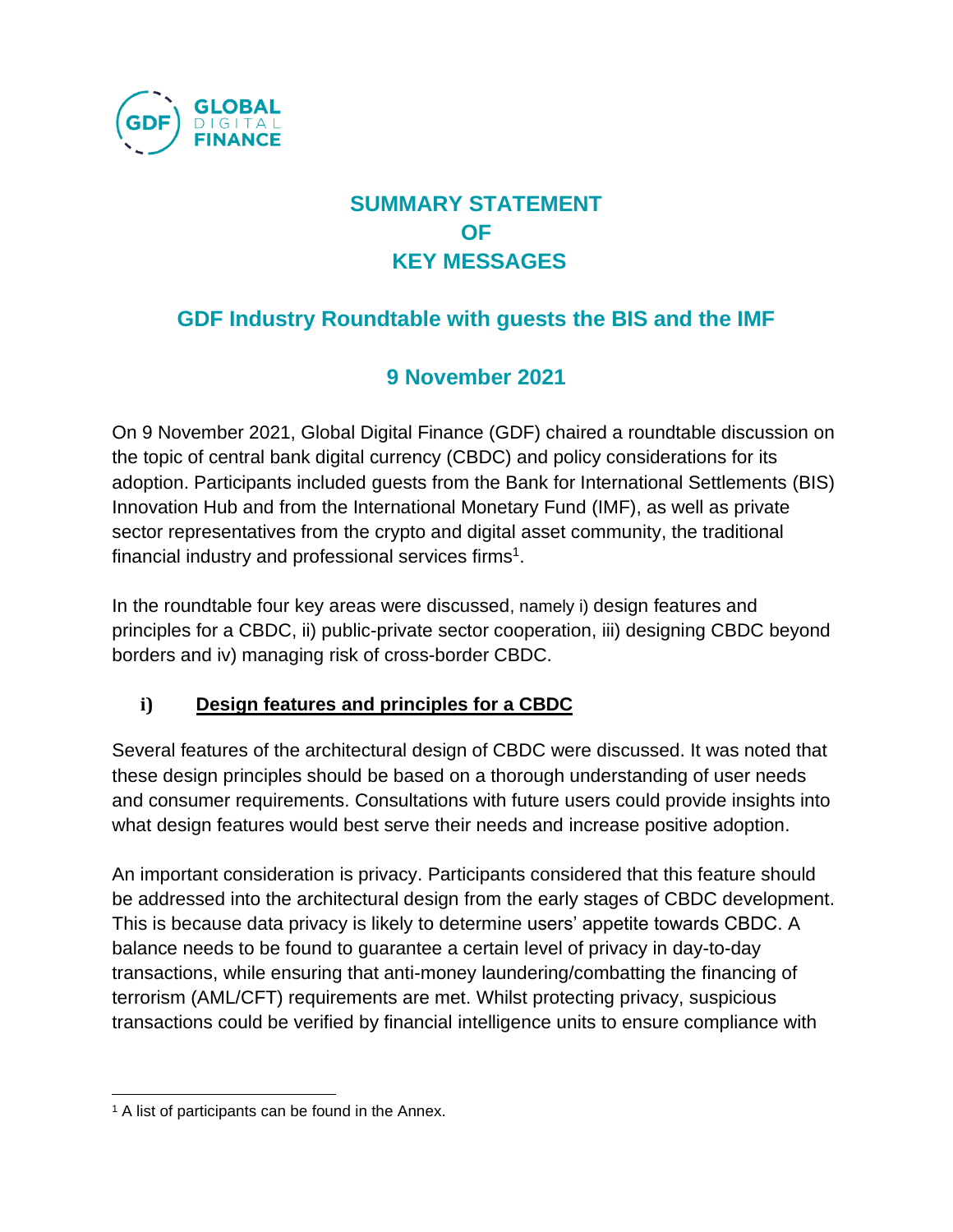# SUMMARY STATEMENT OF KEY MESSAGES

## GDF Industry Roundtable with guests the BIS and the IMF

## 9 November 2021

On 9 November 2021, Global Digital Finance (GDF) chaired a roundtable discussion on the topic of central bank digital currency (CBDC) and policy considerations for its adoption. Participants included guests from the Bank for International Settlements (BIS) Innovation Hub and from the International Monetary Fund (IMF), as well as private sector representatives from the crypto and digital asset community, the traditional financial industry and professional services firms[1].

In the roundtable four key areas were discussed, namely i) design features and principles for a CBDC, ii) public-private sector cooperation, iii) designing CBDC beyond borders and iv) managing risk of cross-border CBDC.

### i) Design features and principles for a CBDC

Several features of the architectural design of CBDC were discussed. It was noted that these design principles should be based on a thorough understanding of user needs and consumer requirements. Consultations with future users could provide insights into what design features would best serve their needs and increase positive adoption.

An important consideration is privacy. Participants considered that this feature should be addressed into the architectural design from the early stages of CBDC development. This is because data privacy is likely to determine users' appetite towards CBDC. A balance needs to be found to guarantee a certain level of privacy in day-to-day transactions, while ensuring that anti-money laundering/combatting the financing of terrorism (AML/CFT) requirements are met. Whilst protecting privacy, suspicious transactions could be verified by financial intelligence units to ensure compliance with

[1] A list of participants can be found in the Annex.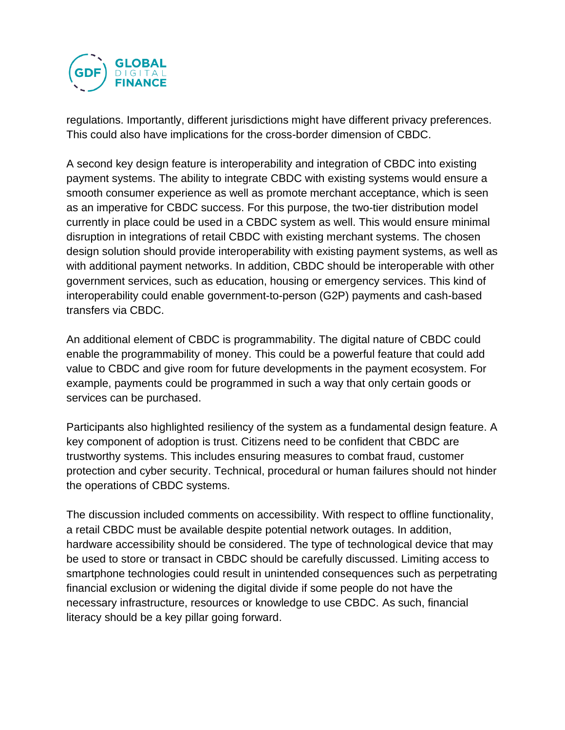regulations. Importantly, different jurisdictions might have different privacy preferences. This could also have implications for the cross-border dimension of CBDC.

A second key design feature is interoperability and integration of CBDC into existing payment systems. The ability to integrate CBDC with existing systems would ensure a smooth consumer experience as well as promote merchant acceptance, which is seen as an imperative for CBDC success. For this purpose, the two-tier distribution model currently in place could be used in a CBDC system as well. This would ensure minimal disruption in integrations of retail CBDC with existing merchant systems. The chosen design solution should provide interoperability with existing payment systems, as well as with additional payment networks. In addition, CBDC should be interoperable with other government services, such as education, housing or emergency services. This kind of interoperability could enable government-to-person (G2P) payments and cash-based transfers via CBDC.

An additional element of CBDC is programmability. The digital nature of CBDC could enable the programmability of money. This could be a powerful feature that could add value to CBDC and give room for future developments in the payment ecosystem. For example, payments could be programmed in such a way that only certain goods or services can be purchased.

Participants also highlighted resiliency of the system as a fundamental design feature. A key component of adoption is trust. Citizens need to be confident that CBDC are trustworthy systems. This includes ensuring measures to combat fraud, customer protection and cyber security. Technical, procedural or human failures should not hinder the operations of CBDC systems.

The discussion included comments on accessibility. With respect to offline functionality, a retail CBDC must be available despite potential network outages. In addition, hardware accessibility should be considered. The type of technological device that may be used to store or transact in CBDC should be carefully discussed. Limiting access to smartphone technologies could result in unintended consequences such as perpetrating financial exclusion or widening the digital divide if some people do not have the necessary infrastructure, resources or knowledge to use CBDC. As such, financial literacy should be a key pillar going forward.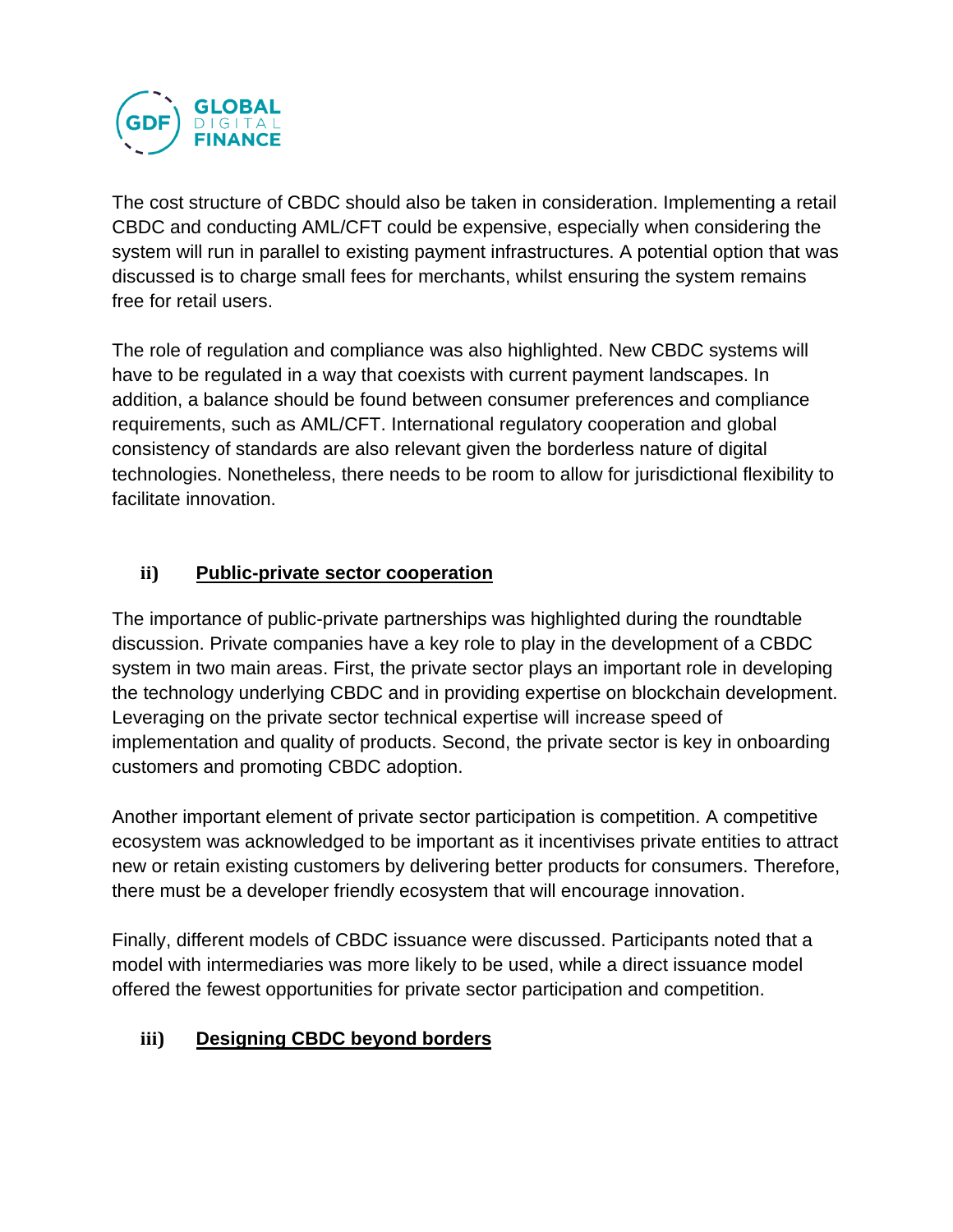The cost structure of CBDC should also be taken in consideration. Implementing a retail CBDC and conducting AML/CFT could be expensive, especially when considering the system will run in parallel to existing payment infrastructures. A potential option that was discussed is to charge small fees for merchants, whilst ensuring the system remains free for retail users.

The role of regulation and compliance was also highlighted. New CBDC systems will have to be regulated in a way that coexists with current payment landscapes. In addition, a balance should be found between consumer preferences and compliance requirements, such as AML/CFT. International regulatory cooperation and global consistency of standards are also relevant given the borderless nature of digital technologies. Nonetheless, there needs to be room to allow for jurisdictional flexibility to facilitate innovation.

### ii) **Public-private sector cooperation**

The importance of public-private partnerships was highlighted during the roundtable discussion. Private companies have a key role to play in the development of a CBDC system in two main areas. First, the private sector plays an important role in developing the technology underlying CBDC and in providing expertise on blockchain development. Leveraging on the private sector technical expertise will increase speed of implementation and quality of products. Second, the private sector is key in onboarding customers and promoting CBDC adoption.

Another important element of private sector participation is competition. A competitive ecosystem was acknowledged to be important as it incentivises private entities to attract new or retain existing customers by delivering better products for consumers. Therefore, there must be a developer friendly ecosystem that will encourage innovation.

Finally, different models of CBDC issuance were discussed. Participants noted that a model with intermediaries was more likely to be used, while a direct issuance model offered the fewest opportunities for private sector participation and competition.

### iii) **Designing CBDC beyond borders**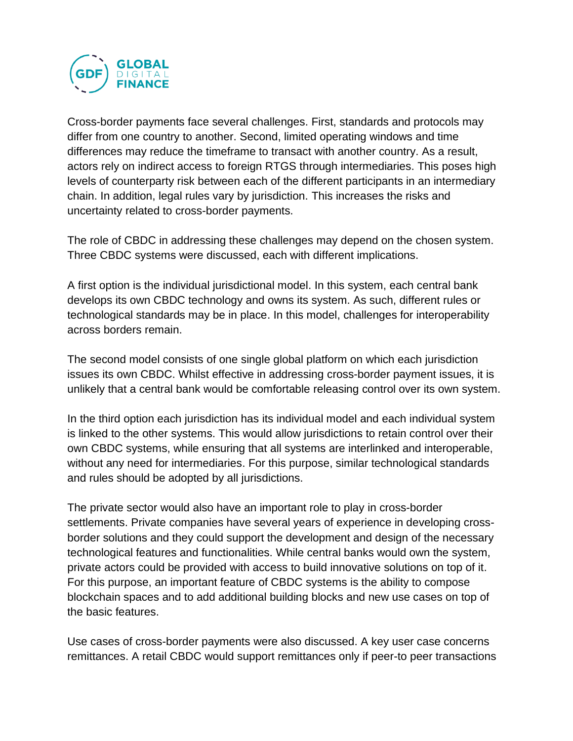Cross-border payments face several challenges. First, standards and protocols may differ from one country to another. Second, limited operating windows and time differences may reduce the timeframe to transact with another country. As a result, actors rely on indirect access to foreign RTGS through intermediaries. This poses high levels of counterparty risk between each of the different participants in an intermediary chain. In addition, legal rules vary by jurisdiction. This increases the risks and uncertainty related to cross-border payments.

The role of CBDC in addressing these challenges may depend on the chosen system. Three CBDC systems were discussed, each with different implications.

A first option is the individual jurisdictional model. In this system, each central bank develops its own CBDC technology and owns its system. As such, different rules or technological standards may be in place. In this model, challenges for interoperability across borders remain.

The second model consists of one single global platform on which each jurisdiction issues its own CBDC. Whilst effective in addressing cross-border payment issues, it is unlikely that a central bank would be comfortable releasing control over its own system.

In the third option each jurisdiction has its individual model and each individual system is linked to the other systems. This would allow jurisdictions to retain control over their own CBDC systems, while ensuring that all systems are interlinked and interoperable, without any need for intermediaries. For this purpose, similar technological standards and rules should be adopted by all jurisdictions.

The private sector would also have an important role to play in cross-border settlements. Private companies have several years of experience in developing cross-border solutions and they could support the development and design of the necessary technological features and functionalities. While central banks would own the system, private actors could be provided with access to build innovative solutions on top of it. For this purpose, an important feature of CBDC systems is the ability to compose blockchain spaces and to add additional building blocks and new use cases on top of the basic features.

Use cases of cross-border payments were also discussed. A key user case concerns remittances. A retail CBDC would support remittances only if peer-to peer transactions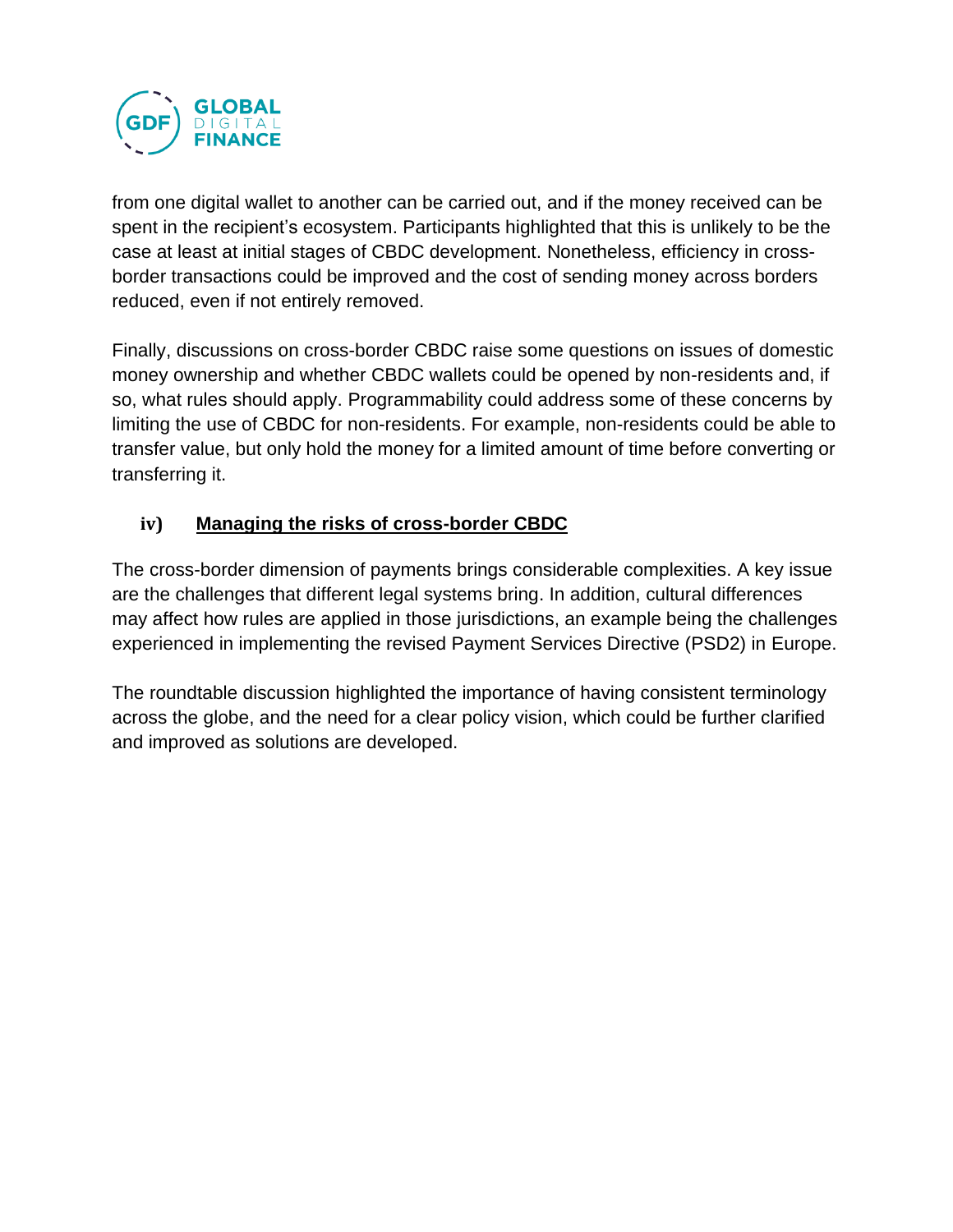from one digital wallet to another can be carried out, and if the money received can be spent in the recipient's ecosystem. Participants highlighted that this is unlikely to be the case at least at initial stages of CBDC development. Nonetheless, efficiency in cross-border transactions could be improved and the cost of sending money across borders reduced, even if not entirely removed.

Finally, discussions on cross-border CBDC raise some questions on issues of domestic money ownership and whether CBDC wallets could be opened by non-residents and, if so, what rules should apply. Programmability could address some of these concerns by limiting the use of CBDC for non-residents. For example, non-residents could be able to transfer value, but only hold the money for a limited amount of time before converting or transferring it.

### iv) Managing the risks of cross-border CBDC

The cross-border dimension of payments brings considerable complexities. A key issue are the challenges that different legal systems bring. In addition, cultural differences may affect how rules are applied in those jurisdictions, an example being the challenges experienced in implementing the revised Payment Services Directive (PSD2) in Europe.

The roundtable discussion highlighted the importance of having consistent terminology across the globe, and the need for a clear policy vision, which could be further clarified and improved as solutions are developed.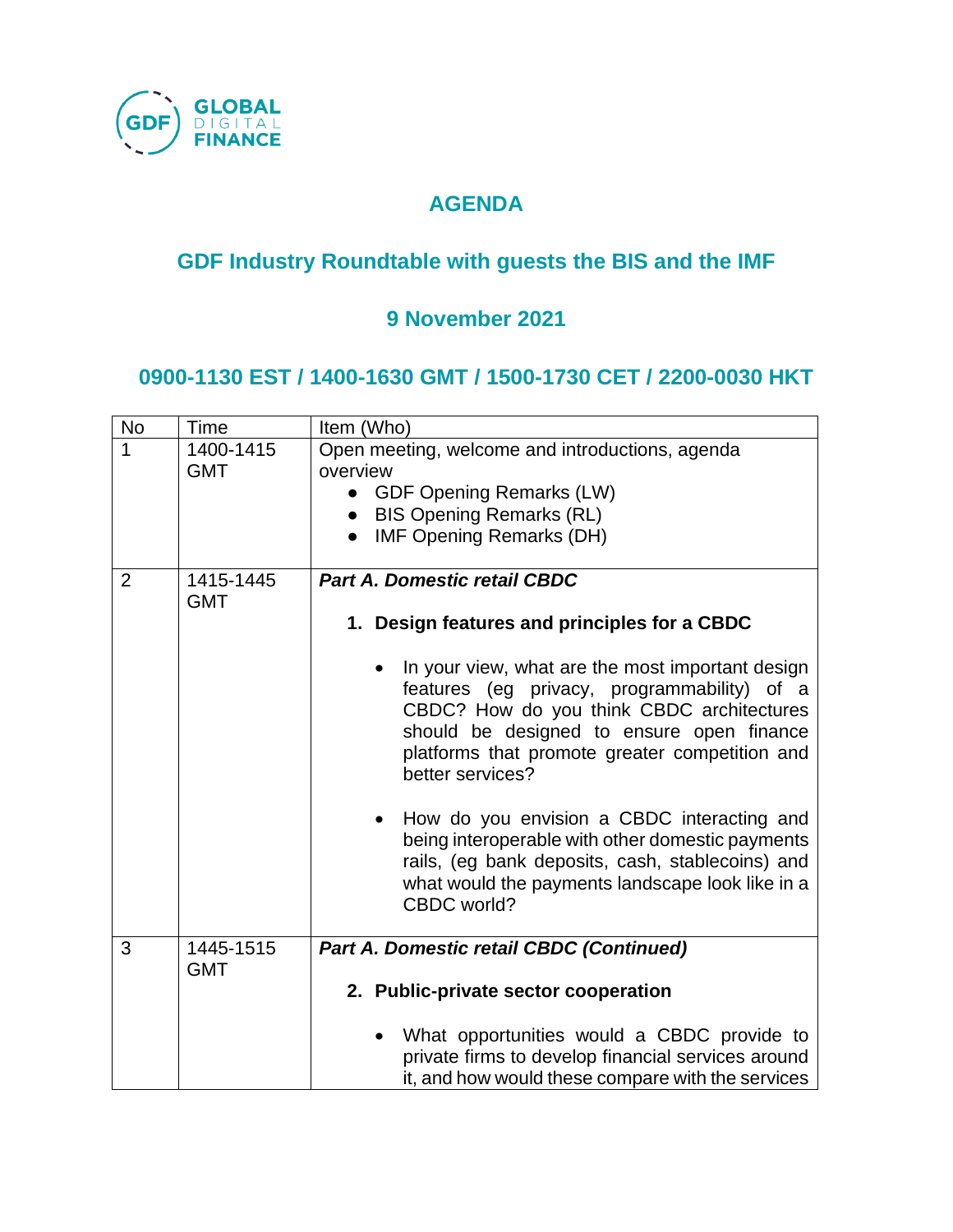GLOBAL DIGITAL FINANCE

# AGENDA

## GDF Industry Roundtable with guests the BIS and the IMF

## 9 November 2021

## 0900-1130 EST / 1400-1630 GMT / 1500-1730 CET / 2200-0030 HKT

| No | Time | Item (Who) |
|---|---|---|
| 1 | 1400-1415 GMT | Open meeting, welcome and introductions, agenda overview<br>• GDF Opening Remarks (LW)<br>• BIS Opening Remarks (RL)<br>• IMF Opening Remarks (DH) |
| 2 | 1415-1445 GMT | ***Part A. Domestic retail CBDC***<br><br>**1. Design features and principles for a CBDC**<br><br>• In your view, what are the most important design features (eg privacy, programmability) of a CBDC? How do you think CBDC architectures should be designed to ensure open finance platforms that promote greater competition and better services?<br><br>• How do you envision a CBDC interacting and being interoperable with other domestic payments rails, (eg bank deposits, cash, stablecoins) and what would the payments landscape look like in a CBDC world? |
| 3 | 1445-1515 GMT | ***Part A. Domestic retail CBDC (Continued)***<br><br>**2. Public-private sector cooperation**<br><br>• What opportunities would a CBDC provide to private firms to develop financial services around it, and how would these compare with the services |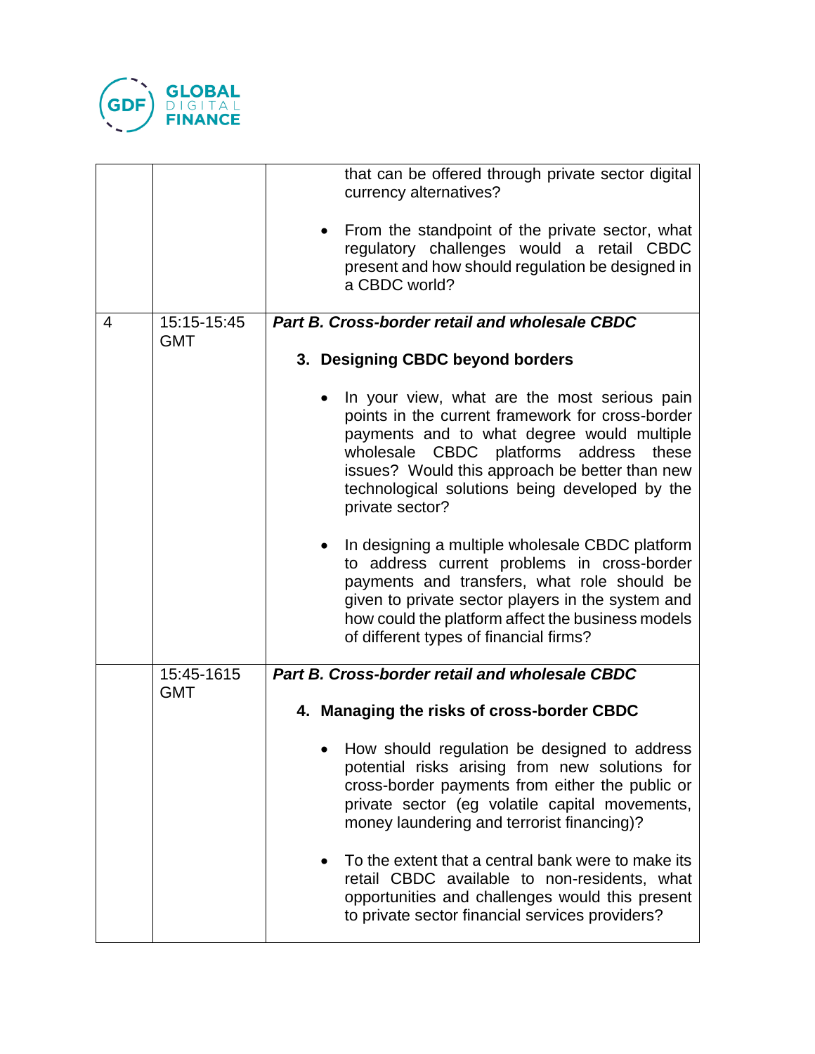| | | |
|---|---|---|
| | | that can be offered through private sector digital currency alternatives?<br><br>• From the standpoint of the private sector, what regulatory challenges would a retail CBDC present and how should regulation be designed in a CBDC world? |
| 4 | 15:15-15:45 GMT | ***Part B. Cross-border retail and wholesale CBDC***<br><br>**3. Designing CBDC beyond borders**<br><br>• In your view, what are the most serious pain points in the current framework for cross-border payments and to what degree would multiple wholesale CBDC platforms address these issues? Would this approach be better than new technological solutions being developed by the private sector?<br><br>• In designing a multiple wholesale CBDC platform to address current problems in cross-border payments and transfers, what role should be given to private sector players in the system and how could the platform affect the business models of different types of financial firms? |
| | 15:45-1615 GMT | ***Part B. Cross-border retail and wholesale CBDC***<br><br>**4. Managing the risks of cross-border CBDC**<br><br>• How should regulation be designed to address potential risks arising from new solutions for cross-border payments from either the public or private sector (eg volatile capital movements, money laundering and terrorist financing)?<br><br>• To the extent that a central bank were to make its retail CBDC available to non-residents, what opportunities and challenges would this present to private sector financial services providers? |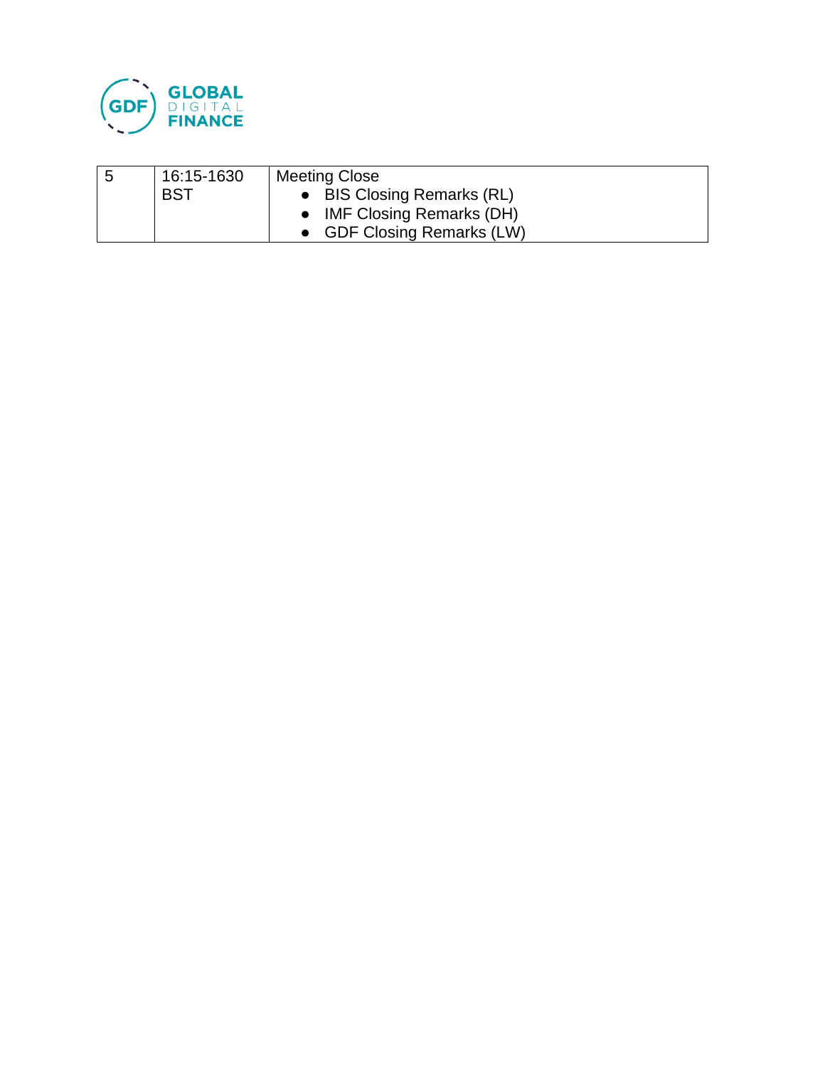| 5 | 16:15-1630 BST | Meeting Close<br>● BIS Closing Remarks (RL)<br>● IMF Closing Remarks (DH)<br>● GDF Closing Remarks (LW) |
|---|---|---|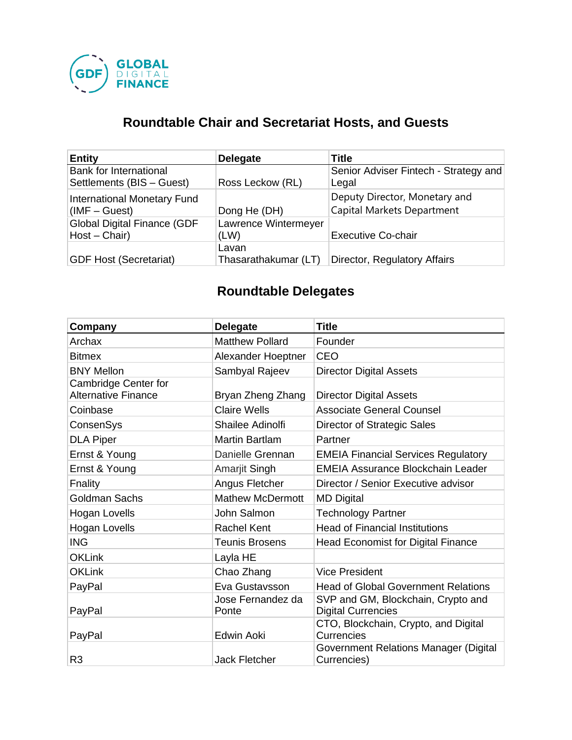GLOBAL DIGITAL FINANCE

## Roundtable Chair and Secretariat Hosts, and Guests

| Entity | Delegate | Title |
|---|---|---|
| Bank for International Settlements (BIS – Guest) | Ross Leckow (RL) | Senior Adviser Fintech - Strategy and Legal |
| International Monetary Fund (IMF – Guest) | Dong He (DH) | Deputy Director, Monetary and Capital Markets Department |
| Global Digital Finance (GDF Host – Chair) | Lawrence Wintermeyer (LW) | Executive Co-chair |
| GDF Host (Secretariat) | Lavan Thasarathakumar (LT) | Director, Regulatory Affairs |

## Roundtable Delegates

| Company | Delegate | Title |
|---|---|---|
| Archax | Matthew Pollard | Founder |
| Bitmex | Alexander Hoeptner | CEO |
| BNY Mellon | Sambyal Rajeev | Director Digital Assets |
| Cambridge Center for Alternative Finance | Bryan Zheng Zhang | Director Digital Assets |
| Coinbase | Claire Wells | Associate General Counsel |
| ConsenSys | Shailee Adinolfi | Director of Strategic Sales |
| DLA Piper | Martin Bartlam | Partner |
| Ernst & Young | Danielle Grennan | EMEIA Financial Services Regulatory |
| Ernst & Young | Amarjit Singh | EMEIA Assurance Blockchain Leader |
| Fnality | Angus Fletcher | Director / Senior Executive advisor |
| Goldman Sachs | Mathew McDermott | MD Digital |
| Hogan Lovells | John Salmon | Technology Partner |
| Hogan Lovells | Rachel Kent | Head of Financial Institutions |
| ING | Teunis Brosens | Head Economist for Digital Finance |
| OKLink | Layla HE | |
| OKLink | Chao Zhang | Vice President |
| PayPal | Eva Gustavsson | Head of Global Government Relations |
| PayPal | Jose Fernandez da Ponte | SVP and GM, Blockchain, Crypto and Digital Currencies |
| PayPal | Edwin Aoki | CTO, Blockchain, Crypto, and Digital Currencies |
| R3 | Jack Fletcher | Government Relations Manager (Digital Currencies) |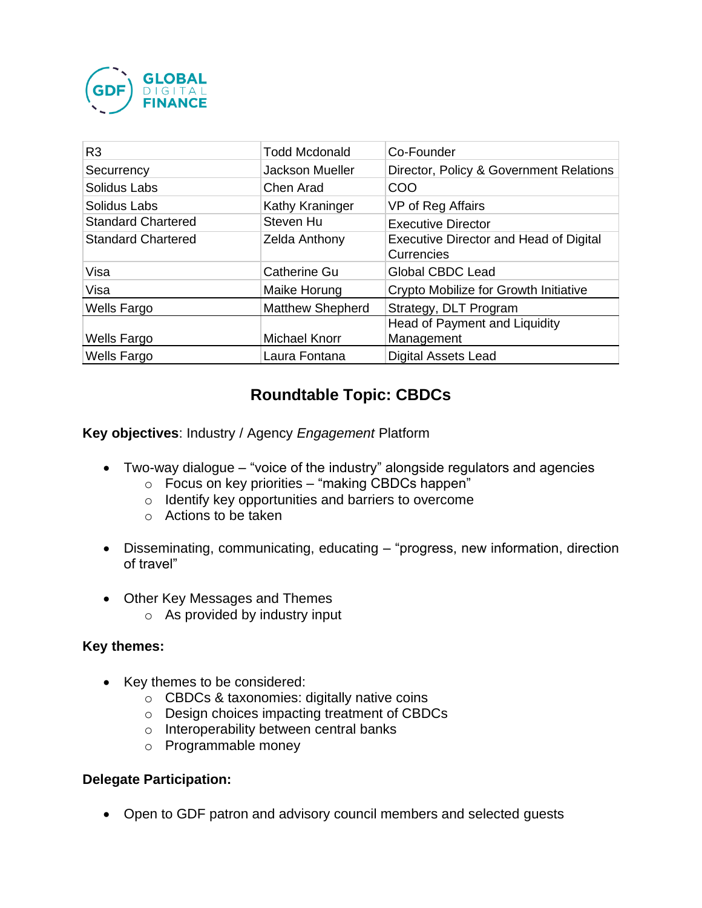| R3 | Todd Mcdonald | Co-Founder |
|---|---|---|
| Securrency | Jackson Mueller | Director, Policy & Government Relations |
| Solidus Labs | Chen Arad | COO |
| Solidus Labs | Kathy Kraninger | VP of Reg Affairs |
| Standard Chartered | Steven Hu | Executive Director |
| Standard Chartered | Zelda Anthony | Executive Director and Head of Digital Currencies |
| Visa | Catherine Gu | Global CBDC Lead |
| Visa | Maike Horung | Crypto Mobilize for Growth Initiative |
| Wells Fargo | Matthew Shepherd | Strategy, DLT Program |
| Wells Fargo | Michael Knorr | Head of Payment and Liquidity Management |
| Wells Fargo | Laura Fontana | Digital Assets Lead |

## Roundtable Topic: CBDCs

**Key objectives**: Industry / Agency *Engagement* Platform

- Two-way dialogue – "voice of the industry" alongside regulators and agencies
  - Focus on key priorities – "making CBDCs happen"
  - Identify key opportunities and barriers to overcome
  - Actions to be taken

- Disseminating, communicating, educating – "progress, new information, direction of travel"

- Other Key Messages and Themes
  - As provided by industry input

**Key themes:**

- Key themes to be considered:
  - CBDCs & taxonomies: digitally native coins
  - Design choices impacting treatment of CBDCs
  - Interoperability between central banks
  - Programmable money

**Delegate Participation:**

- Open to GDF patron and advisory council members and selected guests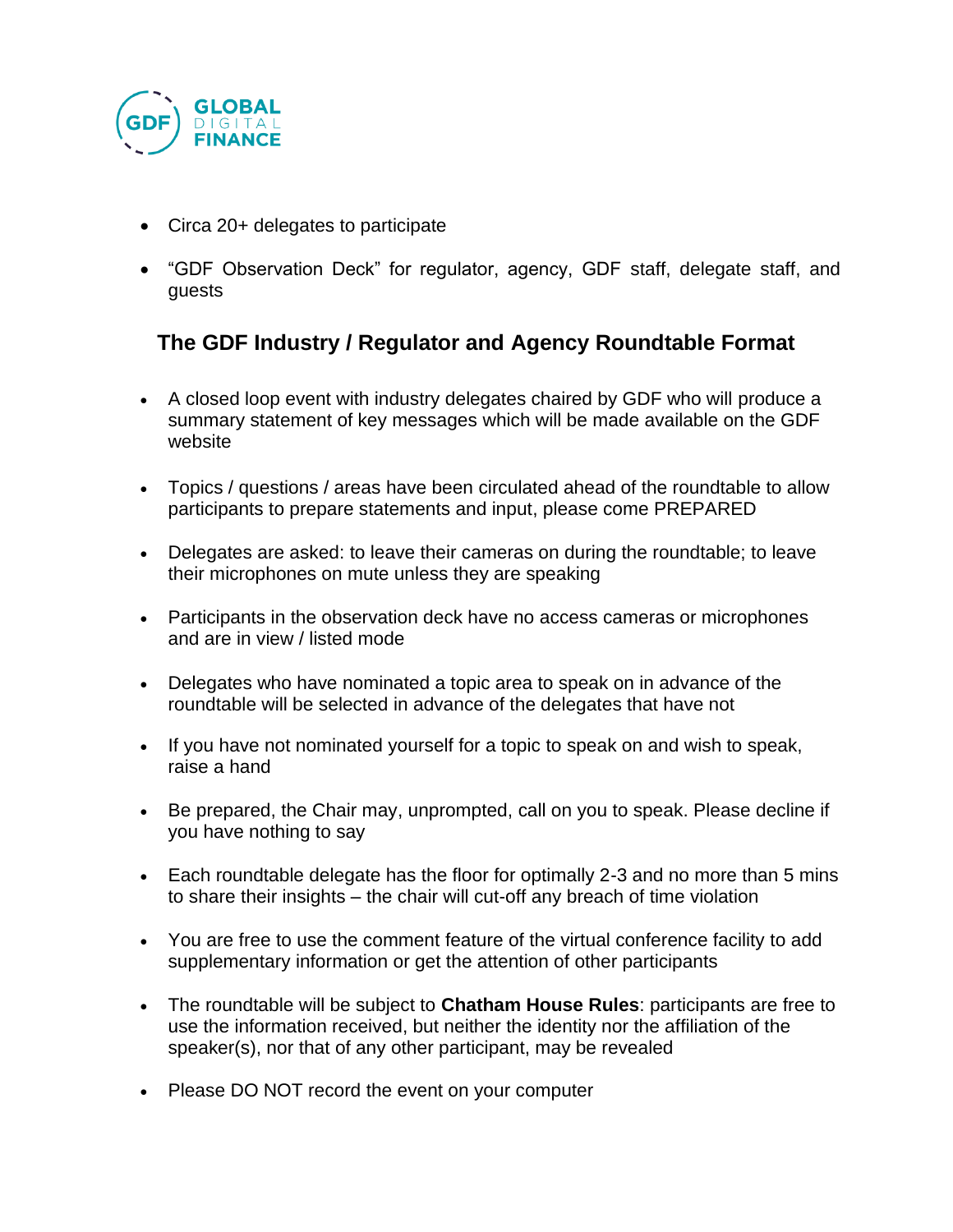- Circa 20+ delegates to participate
- “GDF Observation Deck” for regulator, agency, GDF staff, delegate staff, and guests

## The GDF Industry / Regulator and Agency Roundtable Format

- A closed loop event with industry delegates chaired by GDF who will produce a summary statement of key messages which will be made available on the GDF website
- Topics / questions / areas have been circulated ahead of the roundtable to allow participants to prepare statements and input, please come PREPARED
- Delegates are asked: to leave their cameras on during the roundtable; to leave their microphones on mute unless they are speaking
- Participants in the observation deck have no access cameras or microphones and are in view / listed mode
- Delegates who have nominated a topic area to speak on in advance of the roundtable will be selected in advance of the delegates that have not
- If you have not nominated yourself for a topic to speak on and wish to speak, raise a hand
- Be prepared, the Chair may, unprompted, call on you to speak. Please decline if you have nothing to say
- Each roundtable delegate has the floor for optimally 2-3 and no more than 5 mins to share their insights – the chair will cut-off any breach of time violation
- You are free to use the comment feature of the virtual conference facility to add supplementary information or get the attention of other participants
- The roundtable will be subject to **Chatham House Rules**: participants are free to use the information received, but neither the identity nor the affiliation of the speaker(s), nor that of any other participant, may be revealed
- Please DO NOT record the event on your computer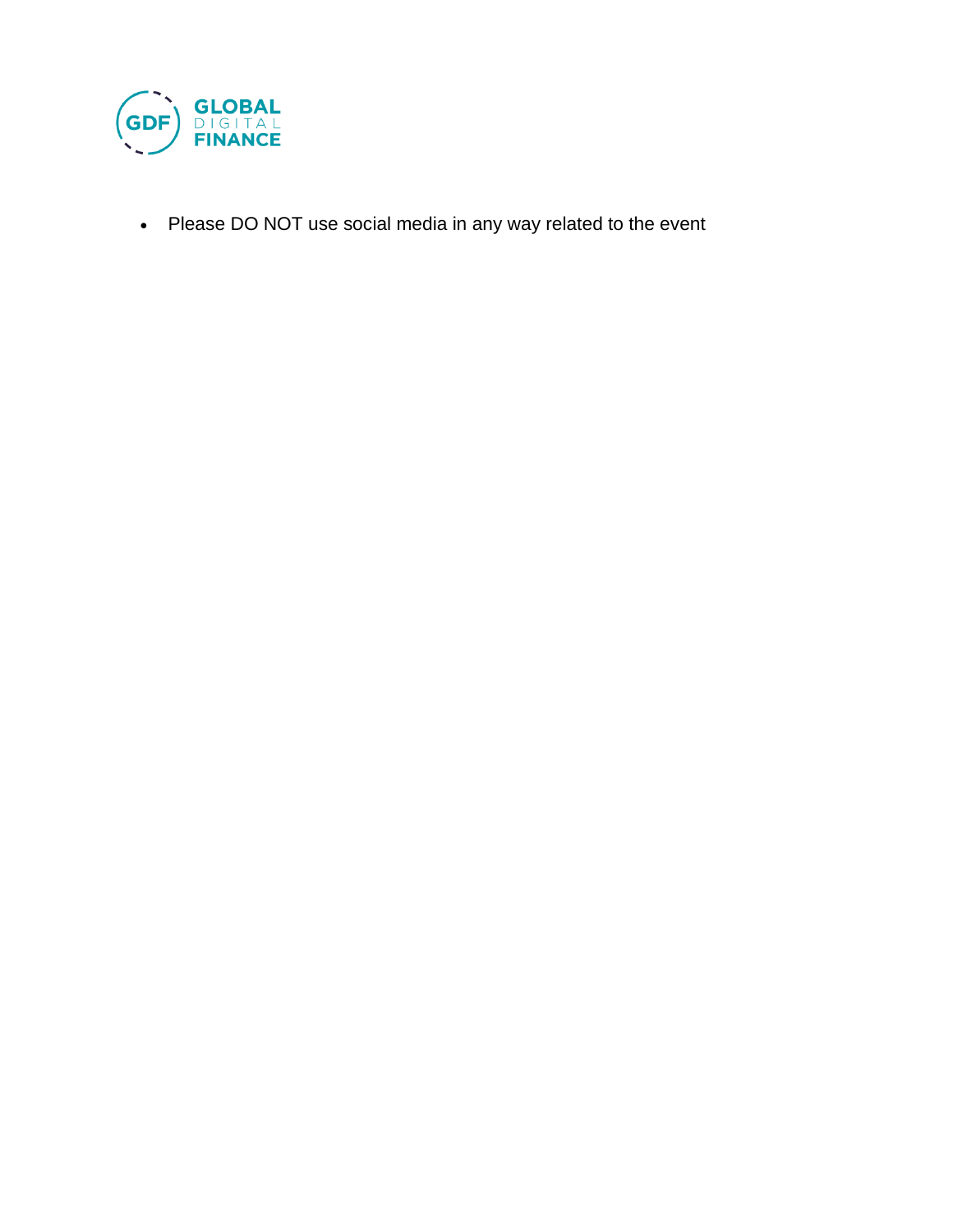- Please DO NOT use social media in any way related to the event